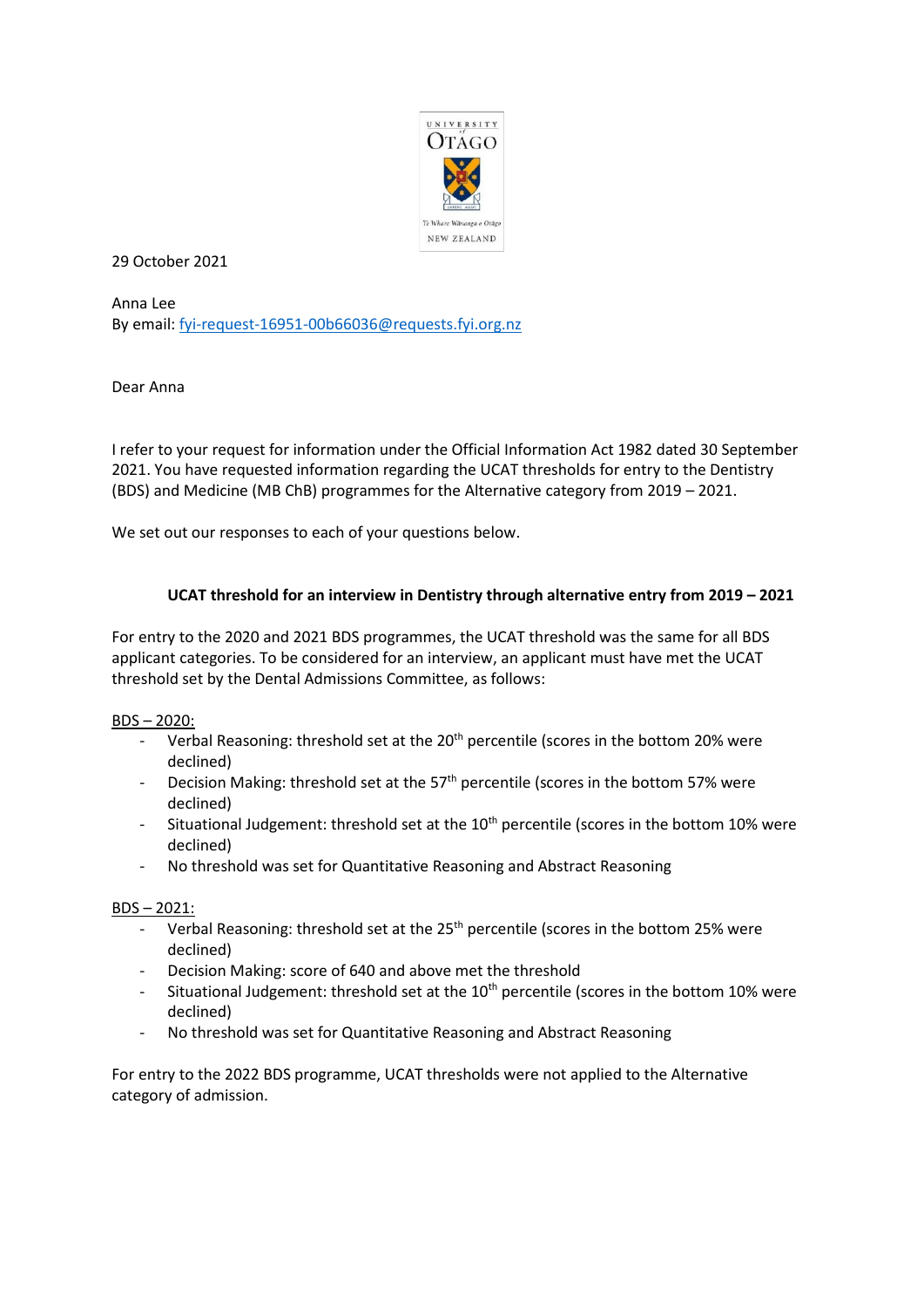29 October 2021

Anna Lee
By email: fyi-request-16951-00b66036@requests.fyi.org.nz

Dear Anna

I refer to your request for information under the Official Information Act 1982 dated 30 September 2021. You have requested information regarding the UCAT thresholds for entry to the Dentistry (BDS) and Medicine (MB ChB) programmes for the Alternative category from 2019 – 2021.

We set out our responses to each of your questions below.

### UCAT threshold for an interview in Dentistry through alternative entry from 2019 – 2021

For entry to the 2020 and 2021 BDS programmes, the UCAT threshold was the same for all BDS applicant categories. To be considered for an interview, an applicant must have met the UCAT threshold set by the Dental Admissions Committee, as follows:

<u>BDS – 2020:</u>

- Verbal Reasoning: threshold set at the 20th percentile (scores in the bottom 20% were declined)
- Decision Making: threshold set at the 57th percentile (scores in the bottom 57% were declined)
- Situational Judgement: threshold set at the 10th percentile (scores in the bottom 10% were declined)
- No threshold was set for Quantitative Reasoning and Abstract Reasoning

<u>BDS – 2021:</u>

- Verbal Reasoning: threshold set at the 25th percentile (scores in the bottom 25% were declined)
- Decision Making: score of 640 and above met the threshold
- Situational Judgement: threshold set at the 10th percentile (scores in the bottom 10% were declined)
- No threshold was set for Quantitative Reasoning and Abstract Reasoning

For entry to the 2022 BDS programme, UCAT thresholds were not applied to the Alternative category of admission.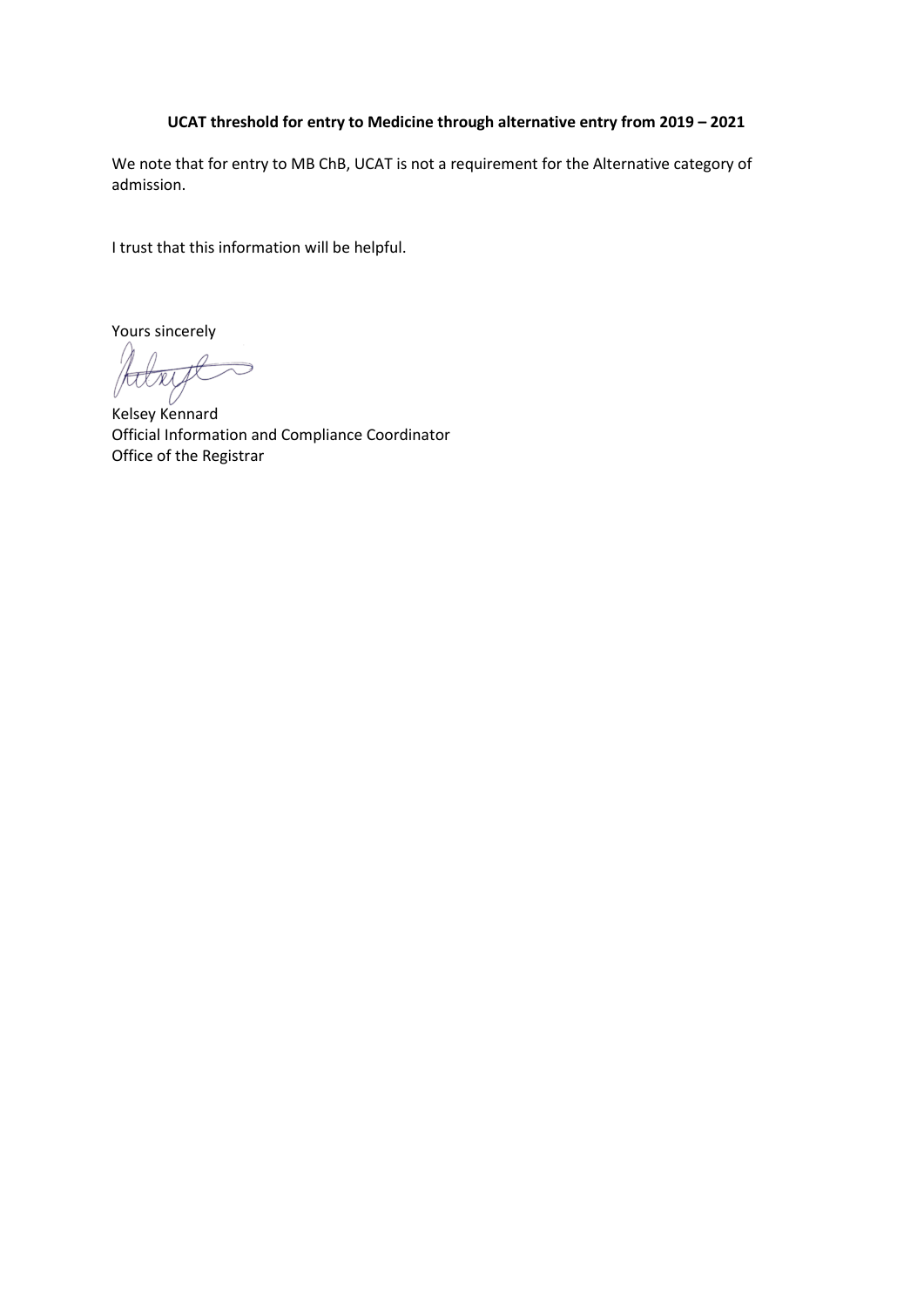**UCAT threshold for entry to Medicine through alternative entry from 2019 – 2021**

We note that for entry to MB ChB, UCAT is not a requirement for the Alternative category of admission.

I trust that this information will be helpful.

Yours sincerely

Kelsey Kennard
Official Information and Compliance Coordinator
Office of the Registrar